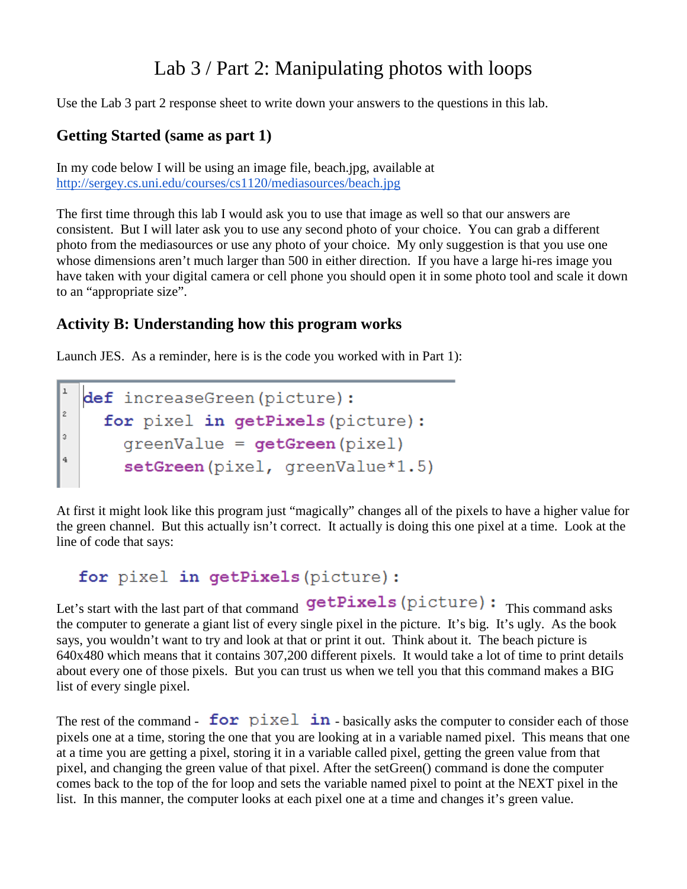# Lab 3 / Part 2: Manipulating photos with loops

Use the Lab 3 part 2 response sheet to write down your answers to the questions in this lab.

## Getting Started (same as part 1)

In my code below I will be using an image file, beach.jpg, available at http://sergey.cs.uni.edu/courses/cs1120/mediasources/beach.jpg

The first time through this lab I would ask you to use that image as well so that our answers are consistent. But I will later ask you to use any second photo of your choice. You can grab a different photo from the mediasources or use any photo of your choice. My only suggestion is that you use one whose dimensions aren't much larger than 500 in either direction. If you have a large hi-res image you have taken with your digital camera or cell phone you should open it in some photo tool and scale it down to an "appropriate size".

## Activity B: Understanding how this program works

Launch JES. As a reminder, here is is the code you worked with in Part 1):

```
def increaseGreen(picture):
  for pixel in getPixels(picture):
    greenValue = getGreen(pixel)
    setGreen(pixel, greenValue*1.5)
```

At first it might look like this program just "magically" changes all of the pixels to have a higher value for the green channel. But this actually isn't correct. It actually is doing this one pixel at a time. Look at the line of code that says:

```
for pixel in getPixels(picture):
```

Let's start with the last part of that command `getPixels(picture):` This command asks the computer to generate a giant list of every single pixel in the picture. It's big. It's ugly. As the book says, you wouldn't want to try and look at that or print it out. Think about it. The beach picture is 640x480 which means that it contains 307,200 different pixels. It would take a lot of time to print details about every one of those pixels. But you can trust us when we tell you that this command makes a BIG list of every single pixel.

The rest of the command - `for pixel in` - basically asks the computer to consider each of those pixels one at a time, storing the one that you are looking at in a variable named pixel. This means that one at a time you are getting a pixel, storing it in a variable called pixel, getting the green value from that pixel, and changing the green value of that pixel. After the setGreen() command is done the computer comes back to the top of the for loop and sets the variable named pixel to point at the NEXT pixel in the list. In this manner, the computer looks at each pixel one at a time and changes it's green value.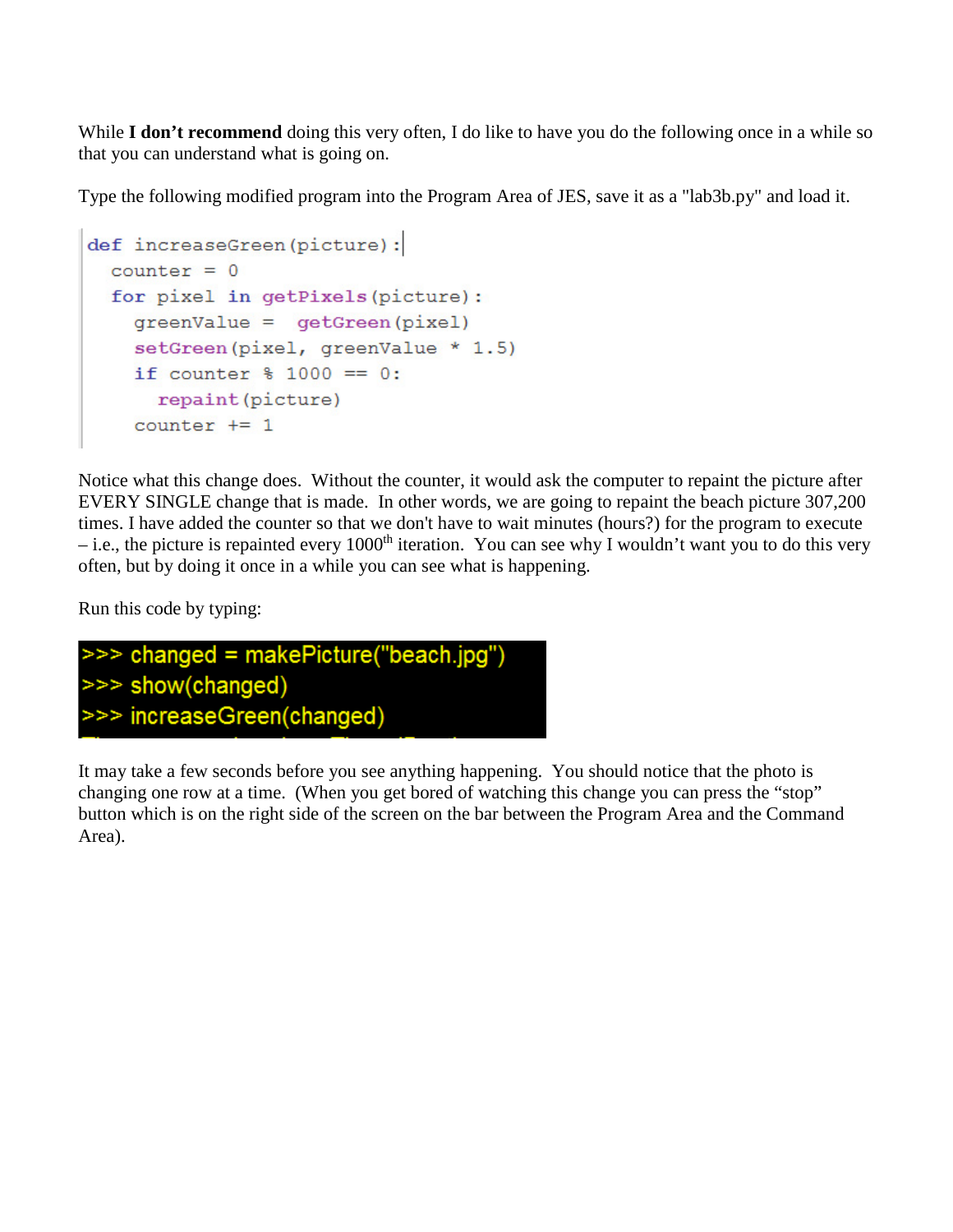While **I don't recommend** doing this very often, I do like to have you do the following once in a while so that you can understand what is going on.

Type the following modified program into the Program Area of JES, save it as a "lab3b.py" and load it.

```
def increaseGreen(picture):
  counter = 0
  for pixel in getPixels(picture):
    greenValue =  getGreen(pixel)
    setGreen(pixel, greenValue * 1.5)
    if counter % 1000 == 0:
      repaint(picture)
    counter += 1
```

Notice what this change does. Without the counter, it would ask the computer to repaint the picture after EVERY SINGLE change that is made. In other words, we are going to repaint the beach picture 307,200 times. I have added the counter so that we don't have to wait minutes (hours?) for the program to execute – i.e., the picture is repainted every 1000th iteration. You can see why I wouldn't want you to do this very often, but by doing it once in a while you can see what is happening.

Run this code by typing:

```
>>> changed = makePicture("beach.jpg")
>>> show(changed)
>>> increaseGreen(changed)
```

It may take a few seconds before you see anything happening. You should notice that the photo is changing one row at a time. (When you get bored of watching this change you can press the "stop" button which is on the right side of the screen on the bar between the Program Area and the Command Area).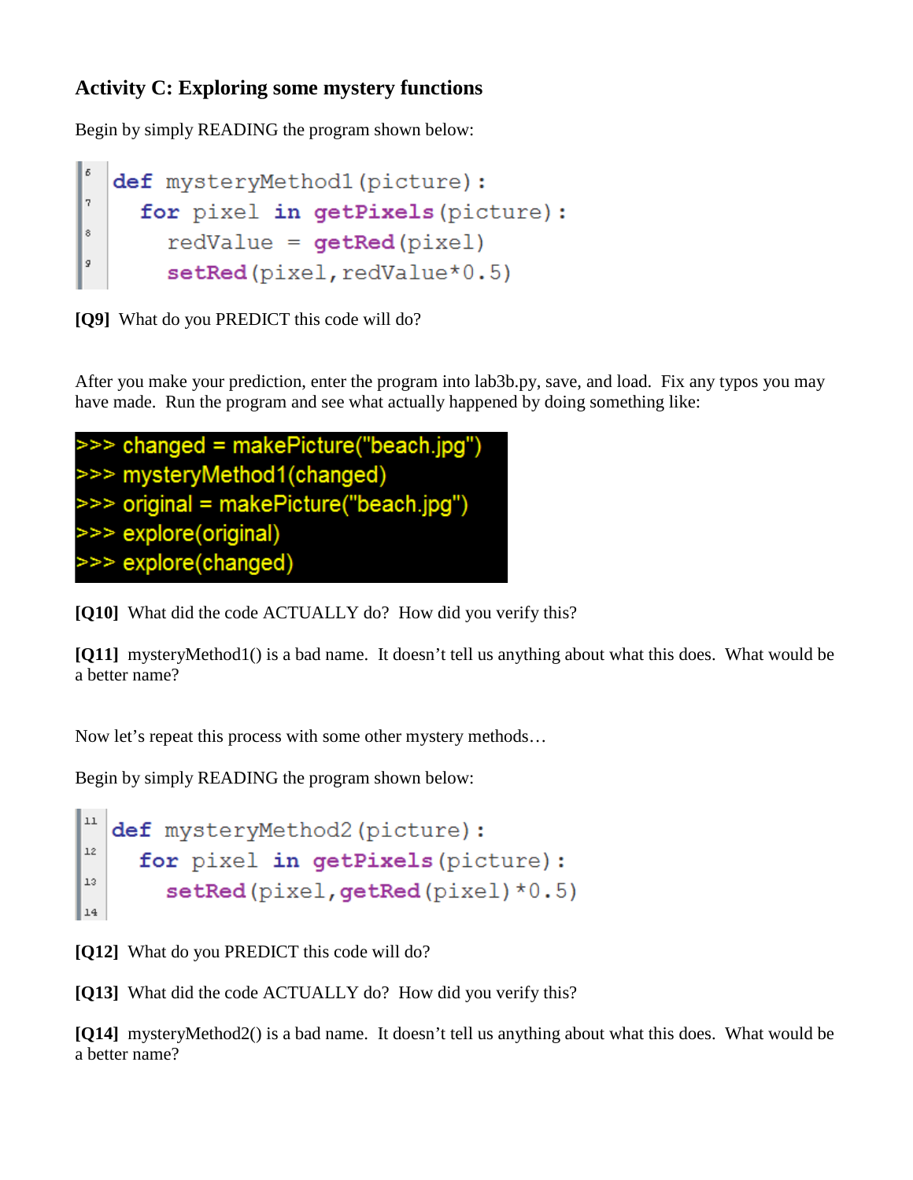### Activity C: Exploring some mystery functions

Begin by simply READING the program shown below:

```
def mysteryMethod1(picture):
  for pixel in getPixels(picture):
    redValue = getRed(pixel)
    setRed(pixel,redValue*0.5)
```

**[Q9]** What do you PREDICT this code will do?

After you make your prediction, enter the program into lab3b.py, save, and load. Fix any typos you may have made. Run the program and see what actually happened by doing something like:

```
>>> changed = makePicture("beach.jpg")
>>> mysteryMethod1(changed)
>>> original = makePicture("beach.jpg")
>>> explore(original)
>>> explore(changed)
```

**[Q10]** What did the code ACTUALLY do? How did you verify this?

**[Q11]** mysteryMethod1() is a bad name. It doesn't tell us anything about what this does. What would be a better name?

Now let's repeat this process with some other mystery methods…

Begin by simply READING the program shown below:

```
def mysteryMethod2(picture):
  for pixel in getPixels(picture):
    setRed(pixel,getRed(pixel)*0.5)
```

**[Q12]** What do you PREDICT this code will do?

**[Q13]** What did the code ACTUALLY do? How did you verify this?

**[Q14]** mysteryMethod2() is a bad name. It doesn't tell us anything about what this does. What would be a better name?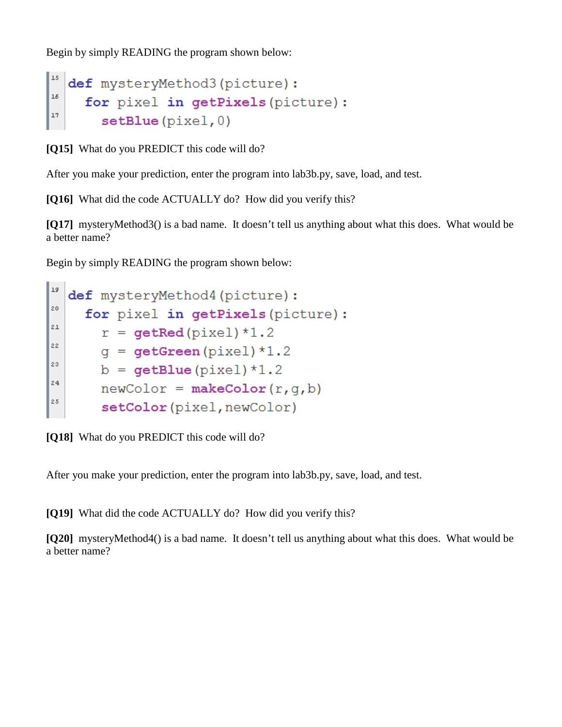Begin by simply READING the program shown below:

```
def mysteryMethod3(picture):
  for pixel in getPixels(picture):
    setBlue(pixel,0)
```

**[Q15]** What do you PREDICT this code will do?

After you make your prediction, enter the program into lab3b.py, save, load, and test.

**[Q16]** What did the code ACTUALLY do? How did you verify this?

**[Q17]** mysteryMethod3() is a bad name. It doesn't tell us anything about what this does. What would be a better name?

Begin by simply READING the program shown below:

```
def mysteryMethod4(picture):
  for pixel in getPixels(picture):
    r = getRed(pixel)*1.2
    g = getGreen(pixel)*1.2
    b = getBlue(pixel)*1.2
    newColor = makeColor(r,g,b)
    setColor(pixel,newColor)
```

**[Q18]** What do you PREDICT this code will do?

After you make your prediction, enter the program into lab3b.py, save, load, and test.

**[Q19]** What did the code ACTUALLY do? How did you verify this?

**[Q20]** mysteryMethod4() is a bad name. It doesn't tell us anything about what this does. What would be a better name?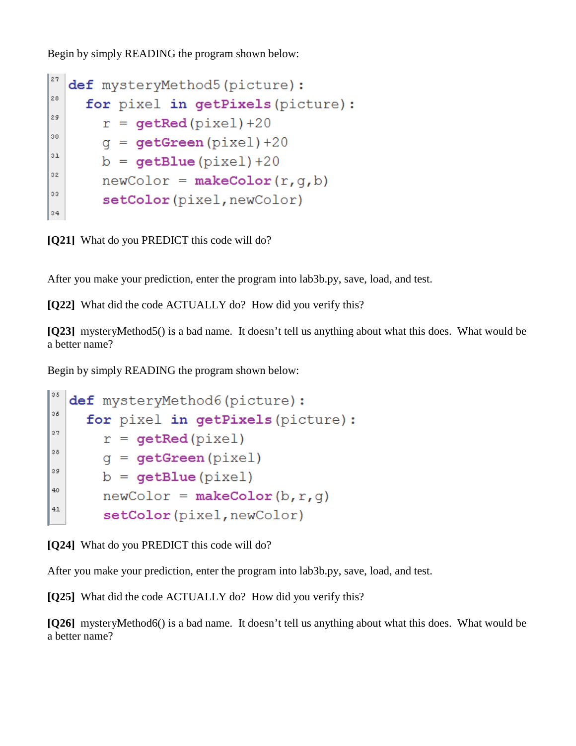Begin by simply READING the program shown below:

```
def mysteryMethod5(picture):
  for pixel in getPixels(picture):
    r = getRed(pixel)+20
    g = getGreen(pixel)+20
    b = getBlue(pixel)+20
    newColor = makeColor(r,g,b)
    setColor(pixel,newColor)
```

**[Q21]** What do you PREDICT this code will do?

After you make your prediction, enter the program into lab3b.py, save, load, and test.

**[Q22]** What did the code ACTUALLY do? How did you verify this?

**[Q23]** mysteryMethod5() is a bad name. It doesn't tell us anything about what this does. What would be a better name?

Begin by simply READING the program shown below:

```
def mysteryMethod6(picture):
  for pixel in getPixels(picture):
    r = getRed(pixel)
    g = getGreen(pixel)
    b = getBlue(pixel)
    newColor = makeColor(b,r,g)
    setColor(pixel,newColor)
```

**[Q24]** What do you PREDICT this code will do?

After you make your prediction, enter the program into lab3b.py, save, load, and test.

**[Q25]** What did the code ACTUALLY do? How did you verify this?

**[Q26]** mysteryMethod6() is a bad name. It doesn't tell us anything about what this does. What would be a better name?